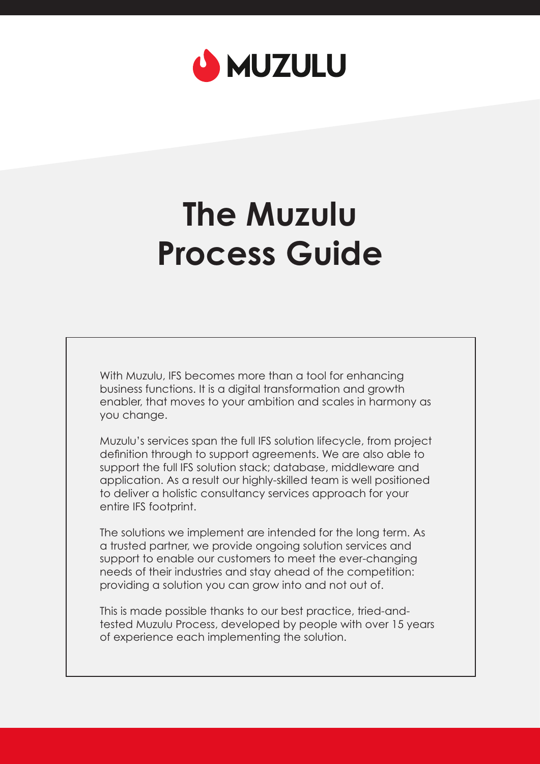MUZULU

# The Muzulu Process Guide

With Muzulu, IFS becomes more than a tool for enhancing business functions. It is a digital transformation and growth enabler, that moves to your ambition and scales in harmony as you change.

Muzulu's services span the full IFS solution lifecycle, from project definition through to support agreements. We are also able to support the full IFS solution stack; database, middleware and application. As a result our highly-skilled team is well positioned to deliver a holistic consultancy services approach for your entire IFS footprint.

The solutions we implement are intended for the long term. As a trusted partner, we provide ongoing solution services and support to enable our customers to meet the ever-changing needs of their industries and stay ahead of the competition: providing a solution you can grow into and not out of.

This is made possible thanks to our best practice, tried-and-tested Muzulu Process, developed by people with over 15 years of experience each implementing the solution.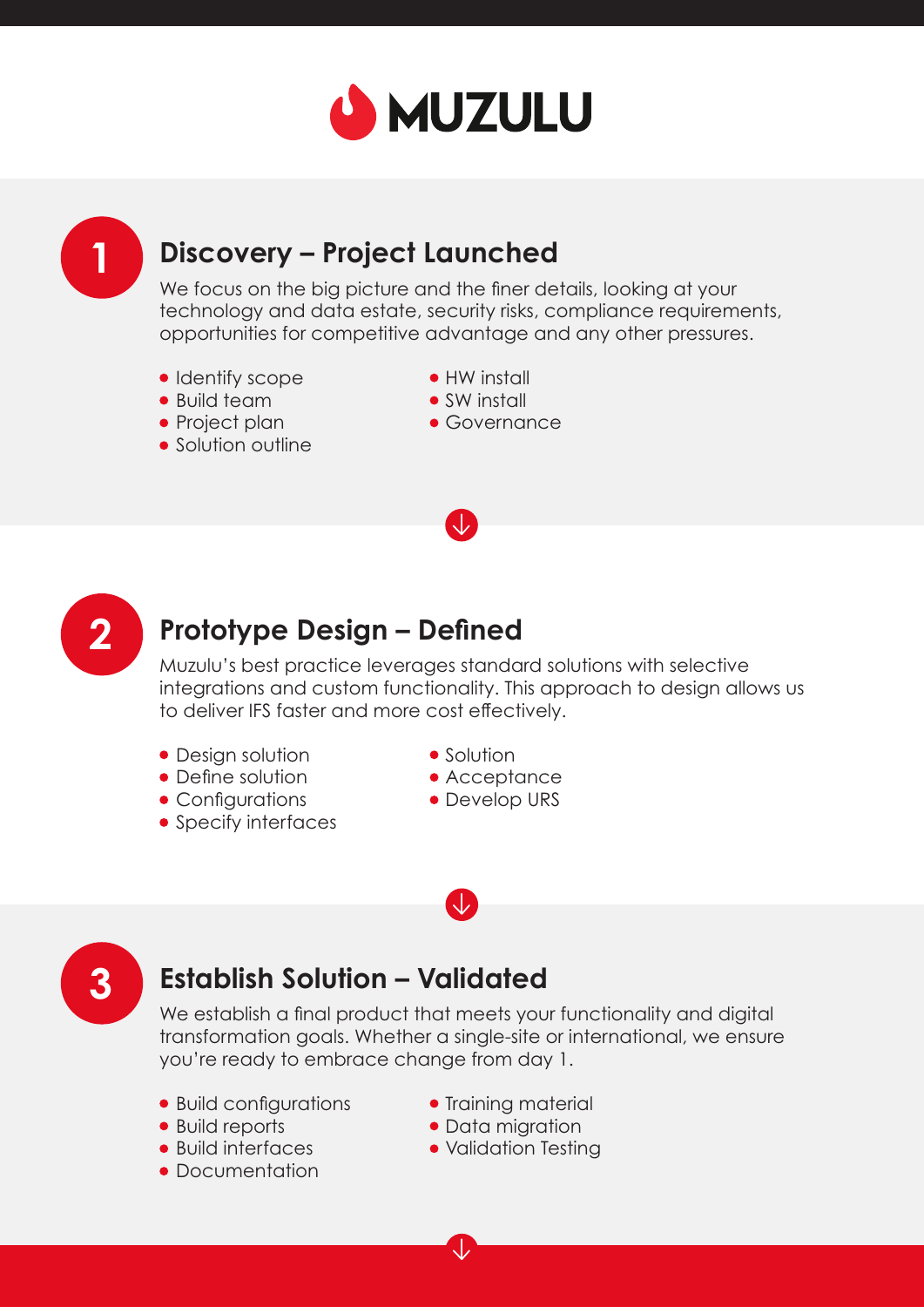# MUZULU

## 1 Discovery – Project Launched

We focus on the big picture and the finer details, looking at your technology and data estate, security risks, compliance requirements, opportunities for competitive advantage and any other pressures.

- Identify scope
- Build team
- Project plan
- Solution outline
- HW install
- SW install
- Governance

## 2 Prototype Design – Defined

Muzulu's best practice leverages standard solutions with selective integrations and custom functionality. This approach to design allows us to deliver IFS faster and more cost effectively.

- Design solution
- Define solution
- Configurations
- Specify interfaces
- Solution
- Acceptance
- Develop URS

## 3 Establish Solution – Validated

We establish a final product that meets your functionality and digital transformation goals. Whether a single-site or international, we ensure you're ready to embrace change from day 1.

- Build configurations
- Build reports
- Build interfaces
- Documentation
- Training material
- Data migration
- Validation Testing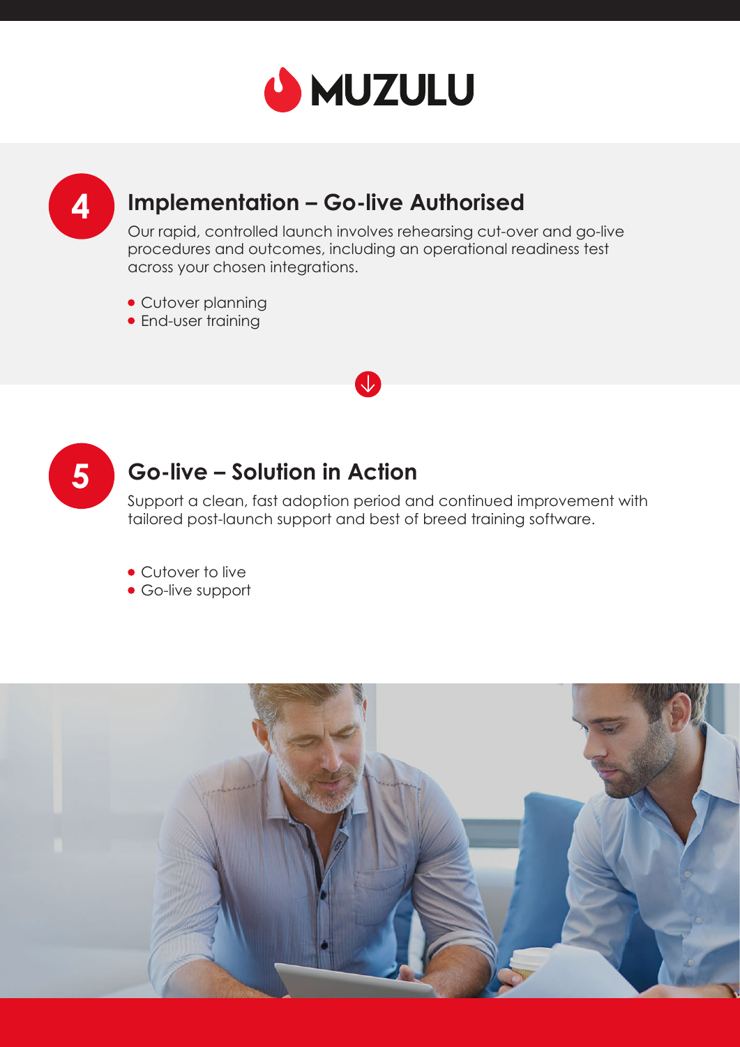MUZULU

## 4 Implementation – Go-live Authorised

Our rapid, controlled launch involves rehearsing cut-over and go-live procedures and outcomes, including an operational readiness test across your chosen integrations.

- Cutover planning
- End-user training

## 5 Go-live – Solution in Action

Support a clean, fast adoption period and continued improvement with tailored post-launch support and best of breed training software.

- Cutover to live
- Go-live support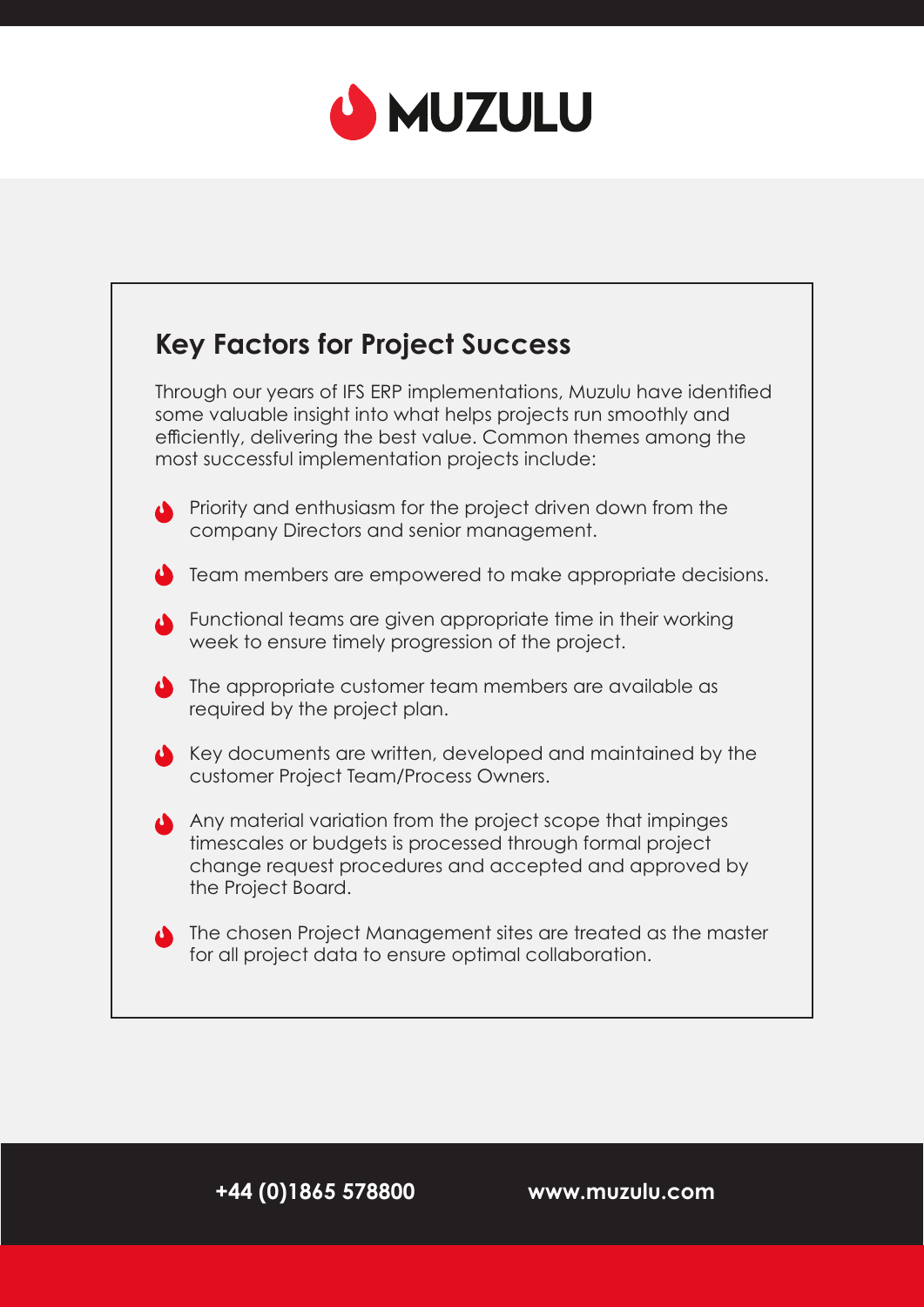MUZULU

## Key Factors for Project Success

Through our years of IFS ERP implementations, Muzulu have identified some valuable insight into what helps projects run smoothly and efficiently, delivering the best value. Common themes among the most successful implementation projects include:

- Priority and enthusiasm for the project driven down from the company Directors and senior management.
- Team members are empowered to make appropriate decisions.
- Functional teams are given appropriate time in their working week to ensure timely progression of the project.
- The appropriate customer team members are available as required by the project plan.
- Key documents are written, developed and maintained by the customer Project Team/Process Owners.
- Any material variation from the project scope that impinges timescales or budgets is processed through formal project change request procedures and accepted and approved by the Project Board.
- The chosen Project Management sites are treated as the master for all project data to ensure optimal collaboration.

**+44 (0)1865 578800** **www.muzulu.com**